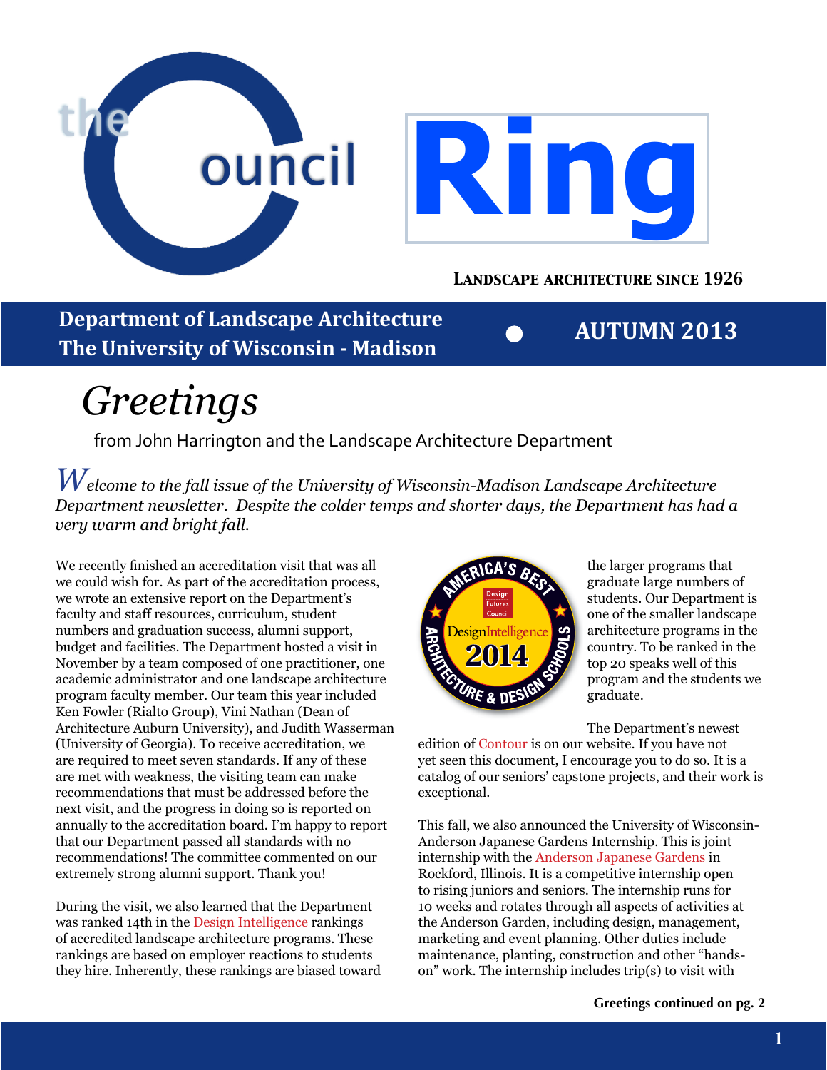# the Council Ring

**LANDSCAPE ARCHITECTURE SINCE 1926**

**Department of Landscape Architecture**
**The University of Wisconsin - Madison**

**AUTUMN 2013**

# *Greetings*

from John Harrington and the Landscape Architecture Department

*Welcome to the fall issue of the University of Wisconsin-Madison Landscape Architecture Department newsletter. Despite the colder temps and shorter days, the Department has had a very warm and bright fall.*

We recently finished an accreditation visit that was all we could wish for. As part of the accreditation process, we wrote an extensive report on the Department's faculty and staff resources, curriculum, student numbers and graduation success, alumni support, budget and facilities. The Department hosted a visit in November by a team composed of one practitioner, one academic administrator and one landscape architecture program faculty member. Our team this year included Ken Fowler (Rialto Group), Vini Nathan (Dean of Architecture Auburn University), and Judith Wasserman (University of Georgia). To receive accreditation, we are required to meet seven standards. If any of these are met with weakness, the visiting team can make recommendations that must be addressed before the next visit, and the progress in doing so is reported on annually to the accreditation board. I'm happy to report that our Department passed all standards with no recommendations! The committee commented on our extremely strong alumni support. Thank you!

During the visit, we also learned that the Department was ranked 14th in the Design Intelligence rankings of accredited landscape architecture programs. These rankings are based on employer reactions to students they hire. Inherently, these rankings are biased toward the larger programs that graduate large numbers of students. Our Department is one of the smaller landscape architecture programs in the country. To be ranked in the top 20 speaks well of this program and the students we graduate.

The Department's newest edition of Contour is on our website. If you have not yet seen this document, I encourage you to do so. It is a catalog of our seniors' capstone projects, and their work is exceptional.

This fall, we also announced the University of Wisconsin-Anderson Japanese Gardens Internship. This is joint internship with the Anderson Japanese Gardens in Rockford, Illinois. It is a competitive internship open to rising juniors and seniors. The internship runs for 10 weeks and rotates through all aspects of activities at the Anderson Garden, including design, management, marketing and event planning. Other duties include maintenance, planting, construction and other "hands-on" work. The internship includes trip(s) to visit with

**Greetings continued on pg. 2**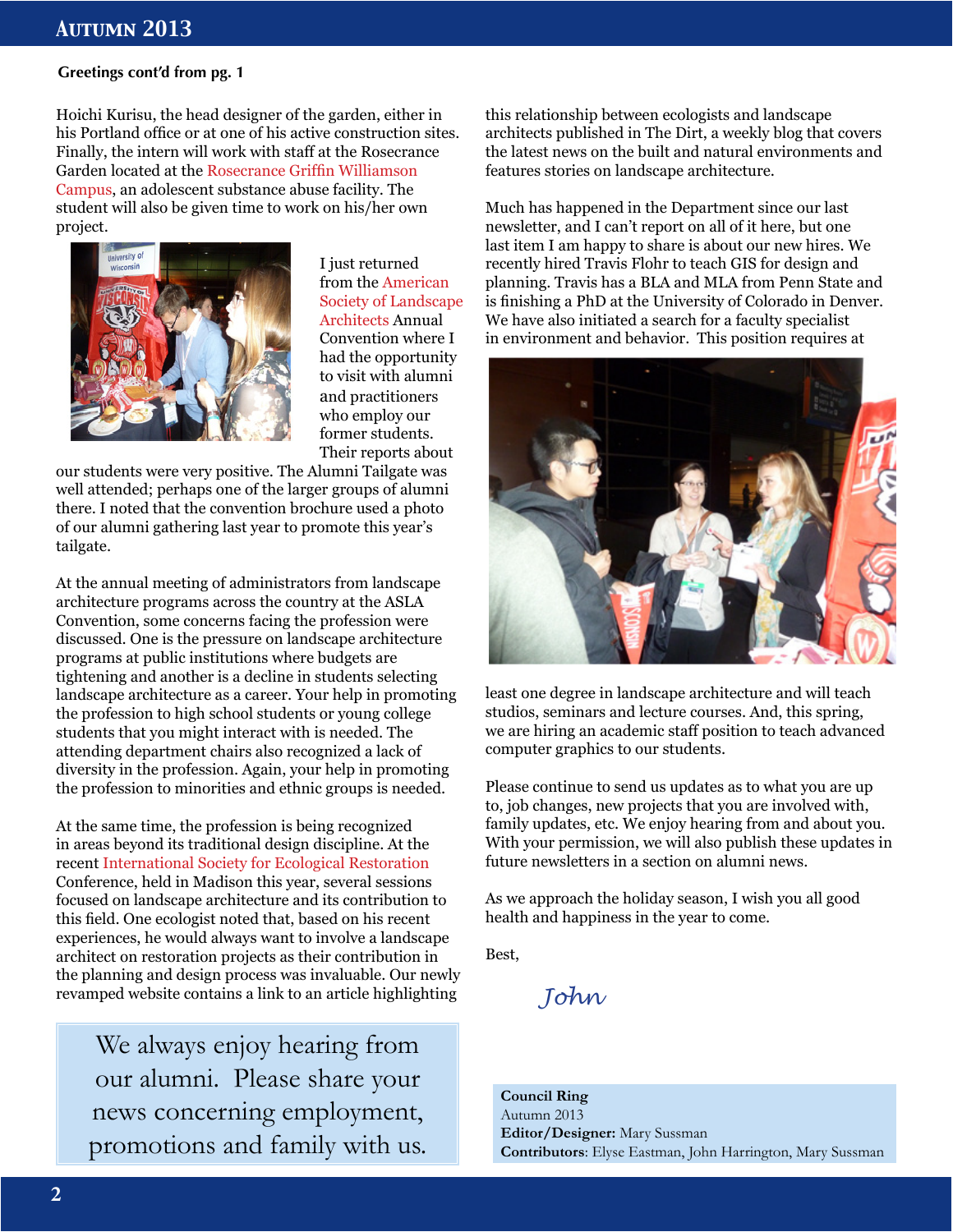**Greetings cont'd from pg. 1**

Hoichi Kurisu, the head designer of the garden, either in his Portland office or at one of his active construction sites. Finally, the intern will work with staff at the Rosecrance Garden located at the Rosecrance Griffin Williamson Campus, an adolescent substance abuse facility. The student will also be given time to work on his/her own project.

I just returned from the American Society of Landscape Architects Annual Convention where I had the opportunity to visit with alumni and practitioners who employ our former students. Their reports about our students were very positive. The Alumni Tailgate was well attended; perhaps one of the larger groups of alumni there. I noted that the convention brochure used a photo of our alumni gathering last year to promote this year's tailgate.

At the annual meeting of administrators from landscape architecture programs across the country at the ASLA Convention, some concerns facing the profession were discussed. One is the pressure on landscape architecture programs at public institutions where budgets are tightening and another is a decline in students selecting landscape architecture as a career. Your help in promoting the profession to high school students or young college students that you might interact with is needed. The attending department chairs also recognized a lack of diversity in the profession. Again, your help in promoting the profession to minorities and ethnic groups is needed.

At the same time, the profession is being recognized in areas beyond its traditional design discipline. At the recent International Society for Ecological Restoration Conference, held in Madison this year, several sessions focused on landscape architecture and its contribution to this field. One ecologist noted that, based on his recent experiences, he would always want to involve a landscape architect on restoration projects as their contribution in the planning and design process was invaluable. Our newly revamped website contains a link to an article highlighting this relationship between ecologists and landscape architects published in The Dirt, a weekly blog that covers the latest news on the built and natural environments and features stories on landscape architecture.

Much has happened in the Department since our last newsletter, and I can't report on all of it here, but one last item I am happy to share is about our new hires. We recently hired Travis Flohr to teach GIS for design and planning. Travis has a BLA and MLA from Penn State and is finishing a PhD at the University of Colorado in Denver. We have also initiated a search for a faculty specialist in environment and behavior. This position requires at least one degree in landscape architecture and will teach studios, seminars and lecture courses. And, this spring, we are hiring an academic staff position to teach advanced computer graphics to our students.

Please continue to send us updates as to what you are up to, job changes, new projects that you are involved with, family updates, etc. We enjoy hearing from and about you. With your permission, we will also publish these updates in future newsletters in a section on alumni news.

As we approach the holiday season, I wish you all good health and happiness in the year to come.

Best,

*John*

> We always enjoy hearing from our alumni. Please share your news concerning employment, promotions and family with us.

**Council Ring**
Autumn 2013
**Editor/Designer:** Mary Sussman
**Contributors**: Elyse Eastman, John Harrington, Mary Sussman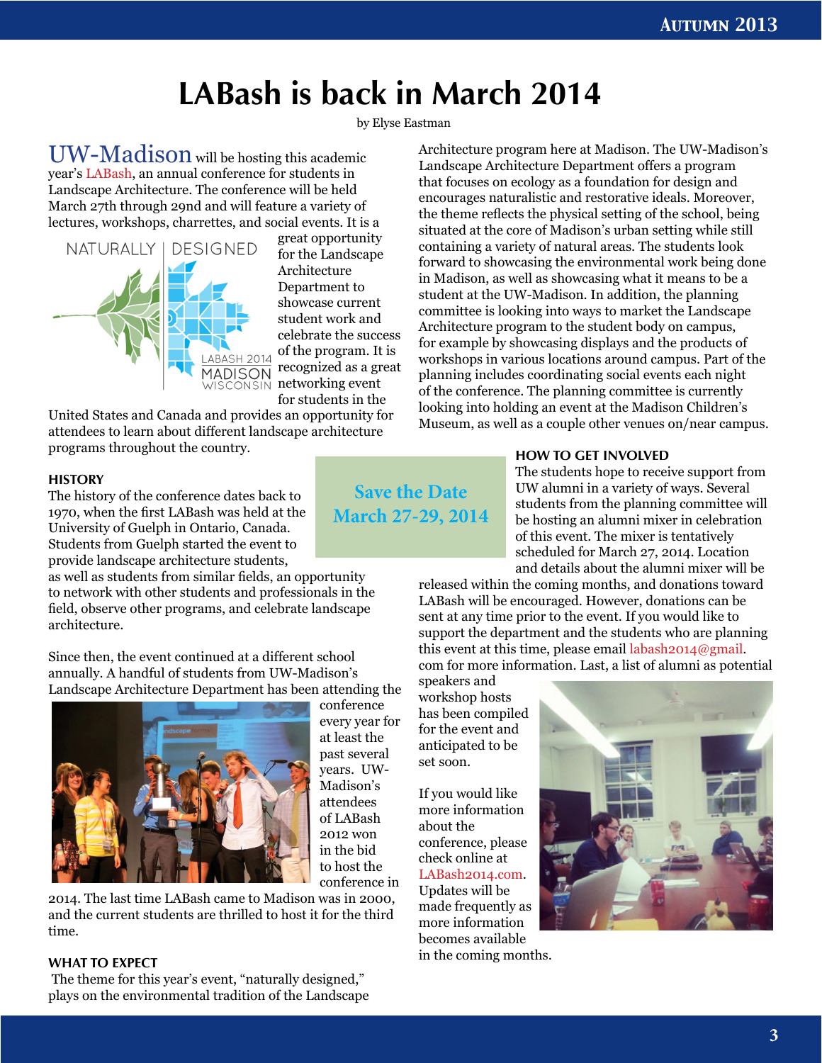// Page 3 of document 4bb0b5fc0e5d
# LABash is back in March 2014

by Elyse Eastman

UW-Madison will be hosting this academic year's LABash, an annual conference for students in Landscape Architecture. The conference will be held March 27th through 29nd and will feature a variety of lectures, workshops, charrettes, and social events. It is a great opportunity for the Landscape Architecture Department to showcase current student work and celebrate the success of the program. It is recognized as a great networking event for students in the United States and Canada and provides an opportunity for attendees to learn about different landscape architecture programs throughout the country.

NATURALLY | DESIGNED
LABASH 2014 MADISON WISCONSIN

### HISTORY

The history of the conference dates back to 1970, when the first LABash was held at the University of Guelph in Ontario, Canada. Students from Guelph started the event to provide landscape architecture students, as well as students from similar fields, an opportunity to network with other students and professionals in the field, observe other programs, and celebrate landscape architecture.

Since then, the event continued at a different school annually. A handful of students from UW-Madison's Landscape Architecture Department has been attending the conference every year for at least the past several years. UW-Madison's attendees of LABash 2012 won in the bid to host the conference in 2014. The last time LABash came to Madison was in 2000, and the current students are thrilled to host it for the third time.

**Save the Date**
**March 27-29, 2014**

### WHAT TO EXPECT

The theme for this year's event, "naturally designed," plays on the environmental tradition of the Landscape Architecture program here at Madison. The UW-Madison's Landscape Architecture Department offers a program that focuses on ecology as a foundation for design and encourages naturalistic and restorative ideals. Moreover, the theme reflects the physical setting of the school, being situated at the core of Madison's urban setting while still containing a variety of natural areas. The students look forward to showcasing the environmental work being done in Madison, as well as showcasing what it means to be a student at the UW-Madison. In addition, the planning committee is looking into ways to market the Landscape Architecture program to the student body on campus, for example by showcasing displays and the products of workshops in various locations around campus. Part of the planning includes coordinating social events each night of the conference. The planning committee is currently looking into holding an event at the Madison Children's Museum, as well as a couple other venues on/near campus.

### HOW TO GET INVOLVED

The students hope to receive support from UW alumni in a variety of ways. Several students from the planning committee will be hosting an alumni mixer in celebration of this event. The mixer is tentatively scheduled for March 27, 2014. Location and details about the alumni mixer will be released within the coming months, and donations toward LABash will be encouraged. However, donations can be sent at any time prior to the event. If you would like to support the department and the students who are planning this event at this time, please email labash2014@gmail.com for more information. Last, a list of alumni as potential speakers and workshop hosts has been compiled for the event and anticipated to be set soon.

If you would like more information about the conference, please check online at LABash2014.com. Updates will be made frequently as more information becomes available in the coming months.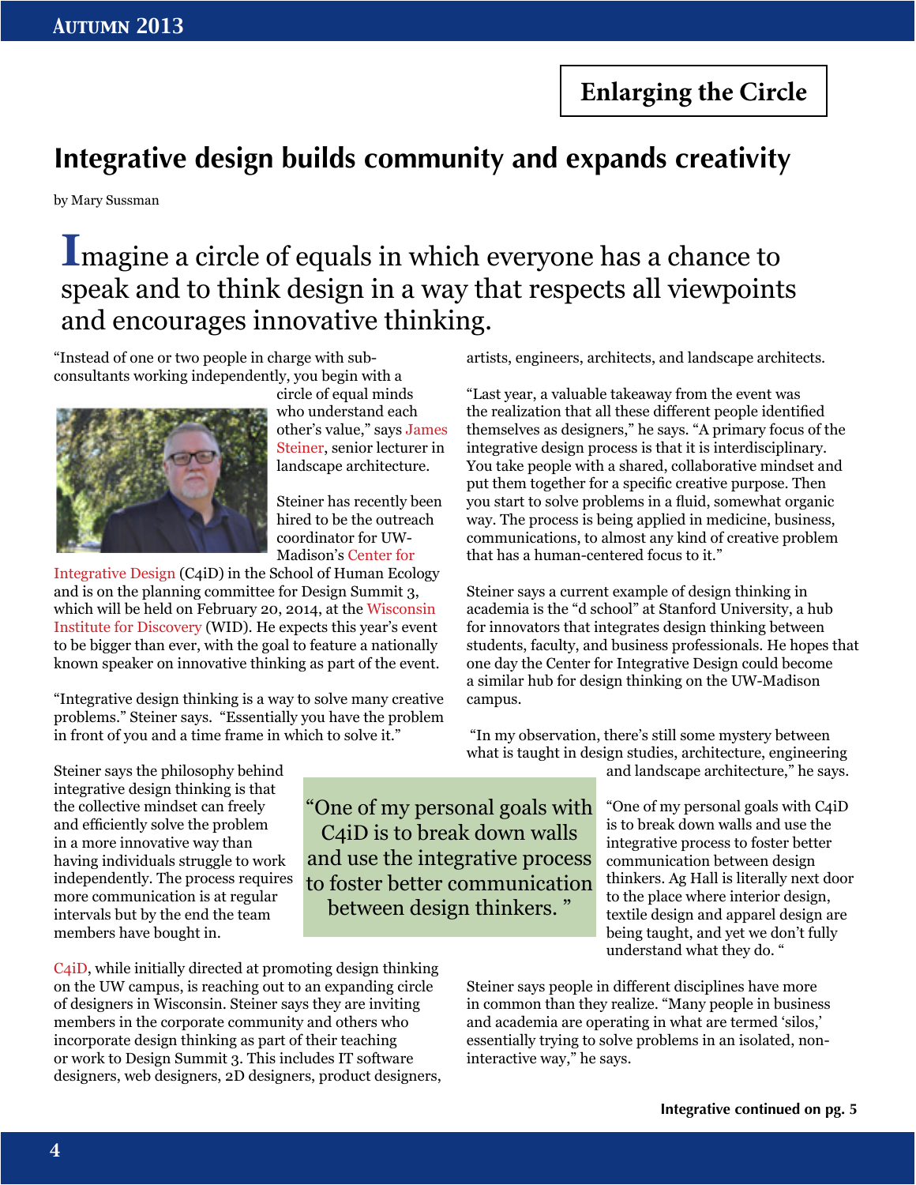Enlarging the Circle

# Integrative design builds community and expands creativity

by Mary Sussman

**Imagine a circle of equals in which everyone has a chance to speak and to think design in a way that respects all viewpoints and encourages innovative thinking.**

"Instead of one or two people in charge with sub-consultants working independently, you begin with a circle of equal minds who understand each other's value," says James Steiner, senior lecturer in landscape architecture.

Steiner has recently been hired to be the outreach coordinator for UW-Madison's Center for Integrative Design (C4iD) in the School of Human Ecology and is on the planning committee for Design Summit 3, which will be held on February 20, 2014, at the Wisconsin Institute for Discovery (WID). He expects this year's event to be bigger than ever, with the goal to feature a nationally known speaker on innovative thinking as part of the event.

"Integrative design thinking is a way to solve many creative problems." Steiner says. "Essentially you have the problem in front of you and a time frame in which to solve it."

Steiner says the philosophy behind integrative design thinking is that the collective mindset can freely and efficiently solve the problem in a more innovative way than having individuals struggle to work independently. The process requires more communication is at regular intervals but by the end the team members have bought in.

> "One of my personal goals with C4iD is to break down walls and use the integrative process to foster better communication between design thinkers."

C4iD, while initially directed at promoting design thinking on the UW campus, is reaching out to an expanding circle of designers in Wisconsin. Steiner says they are inviting members in the corporate community and others who incorporate design thinking as part of their teaching or work to Design Summit 3. This includes IT software designers, web designers, 2D designers, product designers, artists, engineers, architects, and landscape architects.

"Last year, a valuable takeaway from the event was the realization that all these different people identified themselves as designers," he says. "A primary focus of the integrative design process is that it is interdisciplinary. You take people with a shared, collaborative mindset and put them together for a specific creative purpose. Then you start to solve problems in a fluid, somewhat organic way. The process is being applied in medicine, business, communications, to almost any kind of creative problem that has a human-centered focus to it."

Steiner says a current example of design thinking in academia is the "d school" at Stanford University, a hub for innovators that integrates design thinking between students, faculty, and business professionals. He hopes that one day the Center for Integrative Design could become a similar hub for design thinking on the UW-Madison campus.

"In my observation, there's still some mystery between what is taught in design studies, architecture, engineering and landscape architecture," he says.

"One of my personal goals with C4iD is to break down walls and use the integrative process to foster better communication between design thinkers. Ag Hall is literally next door to the place where interior design, textile design and apparel design are being taught, and yet we don't fully understand what they do."

Steiner says people in different disciplines have more in common than they realize. "Many people in business and academia are operating in what are termed 'silos,' essentially trying to solve problems in an isolated, non-interactive way," he says.

**Integrative continued on pg. 5**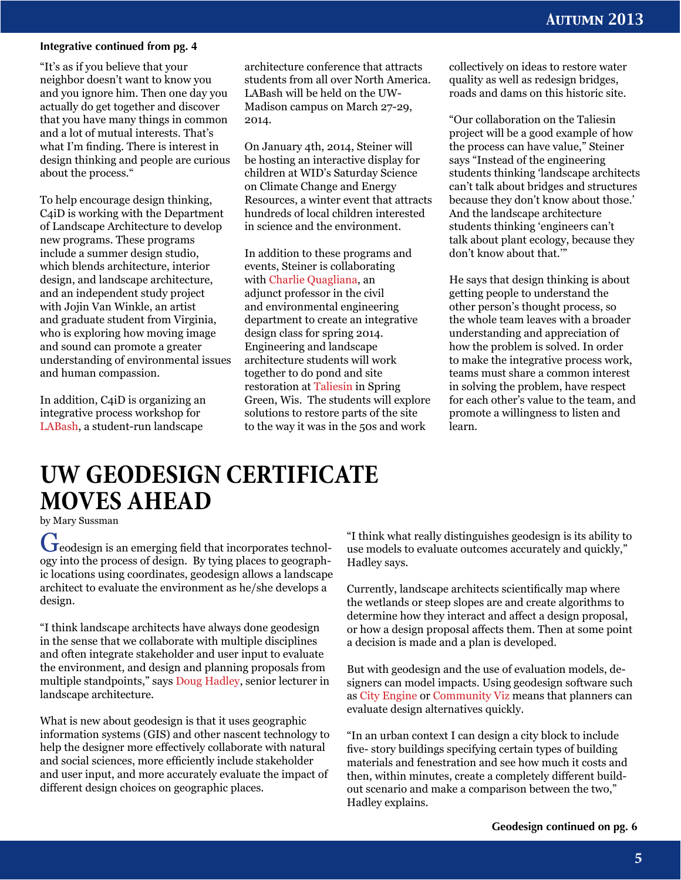**Integrative continued from pg. 4**

"It's as if you believe that your neighbor doesn't want to know you and you ignore him. Then one day you actually do get together and discover that you have many things in common and a lot of mutual interests. That's what I'm finding. There is interest in design thinking and people are curious about the process."

To help encourage design thinking, C4iD is working with the Department of Landscape Architecture to develop new programs. These programs include a summer design studio, which blends architecture, interior design, and landscape architecture, and an independent study project with Jojin Van Winkle, an artist and graduate student from Virginia, who is exploring how moving image and sound can promote a greater understanding of environmental issues and human compassion.

In addition, C4iD is organizing an integrative process workshop for LABash, a student-run landscape architecture conference that attracts students from all over North America. LABash will be held on the UW-Madison campus on March 27-29, 2014.

On January 4th, 2014, Steiner will be hosting an interactive display for children at WID's Saturday Science on Climate Change and Energy Resources, a winter event that attracts hundreds of local children interested in science and the environment.

In addition to these programs and events, Steiner is collaborating with Charlie Quagliana, an adjunct professor in the civil and environmental engineering department to create an integrative design class for spring 2014. Engineering and landscape architecture students will work together to do pond and site restoration at Taliesin in Spring Green, Wis. The students will explore solutions to restore parts of the site to the way it was in the 50s and work collectively on ideas to restore water quality as well as redesign bridges, roads and dams on this historic site.

"Our collaboration on the Taliesin project will be a good example of how the process can have value," Steiner says "Instead of the engineering students thinking 'landscape architects can't talk about bridges and structures because they don't know about those.' And the landscape architecture students thinking 'engineers can't talk about plant ecology, because they don't know about that.'"

He says that design thinking is about getting people to understand the other person's thought process, so the whole team leaves with a broader understanding and appreciation of how the problem is solved. In order to make the integrative process work, teams must share a common interest in solving the problem, have respect for each other's value to the team, and promote a willingness to listen and learn.

# UW GEODESIGN CERTIFICATE MOVES AHEAD

by Mary Sussman

Geodesign is an emerging field that incorporates technology into the process of design. By tying places to geographic locations using coordinates, geodesign allows a landscape architect to evaluate the environment as he/she develops a design.

"I think landscape architects have always done geodesign in the sense that we collaborate with multiple disciplines and often integrate stakeholder and user input to evaluate the environment, and design and planning proposals from multiple standpoints," says Doug Hadley, senior lecturer in landscape architecture.

What is new about geodesign is that it uses geographic information systems (GIS) and other nascent technology to help the designer more effectively collaborate with natural and social sciences, more efficiently include stakeholder and user input, and more accurately evaluate the impact of different design choices on geographic places.

"I think what really distinguishes geodesign is its ability to use models to evaluate outcomes accurately and quickly," Hadley says.

Currently, landscape architects scientifically map where the wetlands or steep slopes are and create algorithms to determine how they interact and affect a design proposal, or how a design proposal affects them. Then at some point a decision is made and a plan is developed.

But with geodesign and the use of evaluation models, designers can model impacts. Using geodesign software such as City Engine or Community Viz means that planners can evaluate design alternatives quickly.

"In an urban context I can design a city block to include five- story buildings specifying certain types of building materials and fenestration and see how much it costs and then, within minutes, create a completely different build-out scenario and make a comparison between the two," Hadley explains.

**Geodesign continued on pg. 6**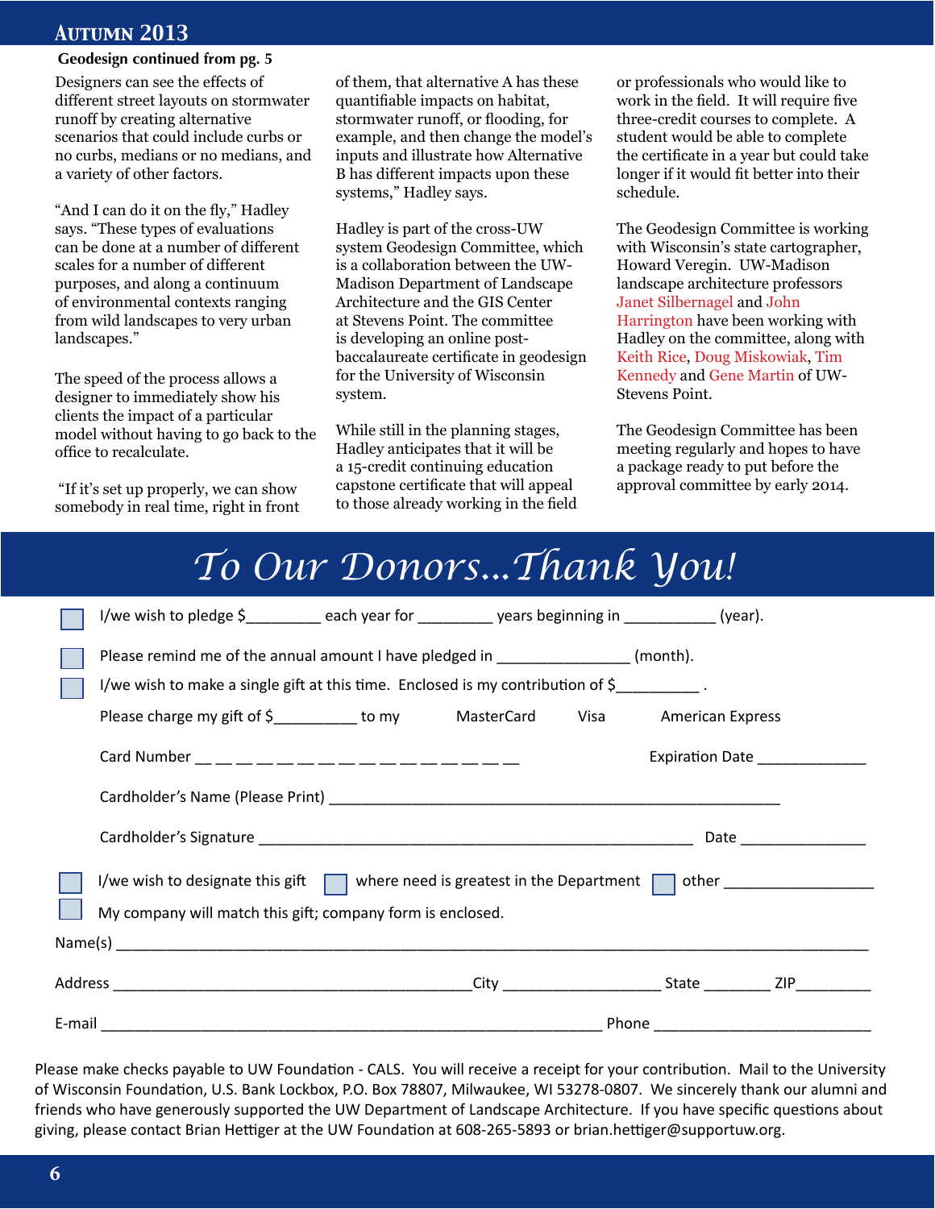**Geodesign continued from pg. 5**

Designers can see the effects of different street layouts on stormwater runoff by creating alternative scenarios that could include curbs or no curbs, medians or no medians, and a variety of other factors.

"And I can do it on the fly," Hadley says. "These types of evaluations can be done at a number of different scales for a number of different purposes, and along a continuum of environmental contexts ranging from wild landscapes to very urban landscapes."

The speed of the process allows a designer to immediately show his clients the impact of a particular model without having to go back to the office to recalculate.

"If it's set up properly, we can show somebody in real time, right in front of them, that alternative A has these quantifiable impacts on habitat, stormwater runoff, or flooding, for example, and then change the model's inputs and illustrate how Alternative B has different impacts upon these systems," Hadley says.

Hadley is part of the cross-UW system Geodesign Committee, which is a collaboration between the UW-Madison Department of Landscape Architecture and the GIS Center at Stevens Point. The committee is developing an online post-baccalaureate certificate in geodesign for the University of Wisconsin system.

While still in the planning stages, Hadley anticipates that it will be a 15-credit continuing education capstone certificate that will appeal to those already working in the field or professionals who would like to work in the field. It will require five three-credit courses to complete. A student would be able to complete the certificate in a year but could take longer if it would fit better into their schedule.

The Geodesign Committee is working with Wisconsin's state cartographer, Howard Veregin. UW-Madison landscape architecture professors Janet Silbernagel and John Harrington have been working with Hadley on the committee, along with Keith Rice, Doug Miskowiak, Tim Kennedy and Gene Martin of UW-Stevens Point.

The Geodesign Committee has been meeting regularly and hopes to have a package ready to put before the approval committee by early 2014.

# *To Our Donors...Thank You!*

☐ I/we wish to pledge $_________ each year for _________ years beginning in ___________ (year).

☐ Please remind me of the annual amount I have pledged in ________________ (month).

☐ I/we wish to make a single gift at this time. Enclosed is my contribution of $__________ .

Please charge my gift of $__________ to my MasterCard Visa American Express

Card Number __ __ __ __ __ __ __ __ __ __ __ __ __ __ __ __ Expiration Date _____________

Cardholder's Name (Please Print) ________________________________________________________

Cardholder's Signature ______________________________________________________ Date _______________

☐ I/we wish to designate this gift ☐ where need is greatest in the Department ☐ other __________________

☐ My company will match this gift; company form is enclosed.

Name(s) ______________________________________________________________________________________

Address _____________________________________________City ___________________ State ________ ZIP_________

E-mail ______________________________________________________________ Phone ___________________________

Please make checks payable to UW Foundation - CALS. You will receive a receipt for your contribution. Mail to the University of Wisconsin Foundation, U.S. Bank Lockbox, P.O. Box 78807, Milwaukee, WI 53278-0807. We sincerely thank our alumni and friends who have generously supported the UW Department of Landscape Architecture. If you have specific questions about giving, please contact Brian Hettiger at the UW Foundation at 608-265-5893 or brian.hettiger@supportuw.org.